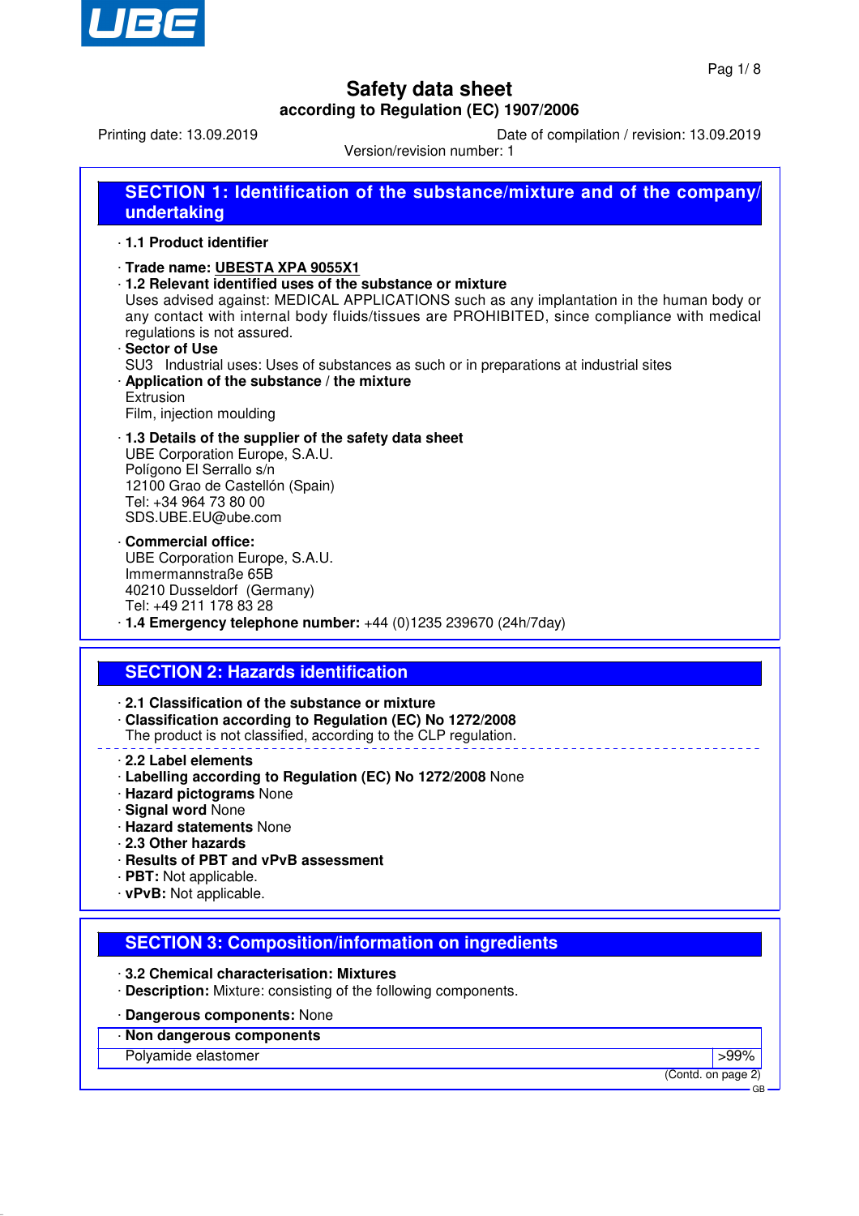# Safety data sheet

**according to Regulation (EC) 1907/2006**

Printing date: 13.09.2019 | Date of compilation / revision: 13.09.2019

Version/revision number: 1

## SECTION 1: Identification of the substance/mixture and of the company/undertaking

· **1.1 Product identifier**

· **Trade name: UBESTA XPA 9055X1**

· **1.2 Relevant identified uses of the substance or mixture**

Uses advised against: MEDICAL APPLICATIONS such as any implantation in the human body or any contact with internal body fluids/tissues are PROHIBITED, since compliance with medical regulations is not assured.

· **Sector of Use**

SU3 Industrial uses: Uses of substances as such or in preparations at industrial sites

· **Application of the substance / the mixture**

Extrusion

Film, injection moulding

· **1.3 Details of the supplier of the safety data sheet**

UBE Corporation Europe, S.A.U.
Polígono El Serrallo s/n
12100 Grao de Castellón (Spain)
Tel: +34 964 73 80 00
SDS.UBE.EU@ube.com

· **Commercial office:**

UBE Corporation Europe, S.A.U.
Immermannstraße 65B
40210 Dusseldorf (Germany)
Tel: +49 211 178 83 28

· **1.4 Emergency telephone number:** +44 (0)1235 239670 (24h/7day)

## SECTION 2: Hazards identification

· **2.1 Classification of the substance or mixture**

· **Classification according to Regulation (EC) No 1272/2008**

The product is not classified, according to the CLP regulation.

· **2.2 Label elements**

· **Labelling according to Regulation (EC) No 1272/2008** None

· **Hazard pictograms** None

· **Signal word** None

· **Hazard statements** None

· **2.3 Other hazards**

· **Results of PBT and vPvB assessment**

· **PBT:** Not applicable.

· **vPvB:** Not applicable.

## SECTION 3: Composition/information on ingredients

· **3.2 Chemical characterisation: Mixtures**

· **Description:** Mixture: consisting of the following components.

· **Dangerous components:** None

| · Non dangerous components | |
|---|---|
| Polyamide elastomer | >99% |

(Contd. on page 2)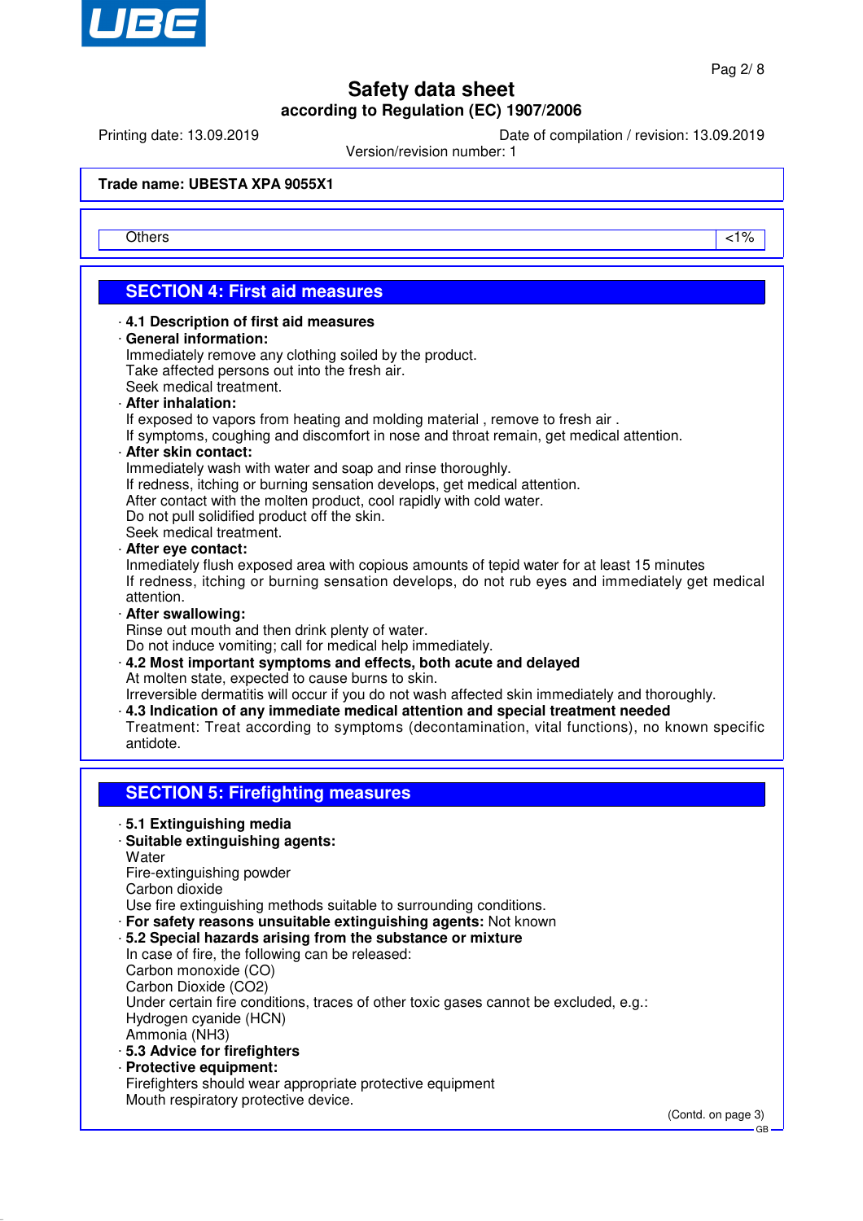Trade name: **UBESTA XPA 9055X1**

| Others | <1% |
|---|---|

## SECTION 4: First aid measures

· **4.1 Description of first aid measures**

· **General information:**
Immediately remove any clothing soiled by the product.
Take affected persons out into the fresh air.
Seek medical treatment.

· **After inhalation:**
If exposed to vapors from heating and molding material , remove to fresh air .
If symptoms, coughing and discomfort in nose and throat remain, get medical attention.

· **After skin contact:**
Immediately wash with water and soap and rinse thoroughly.
If redness, itching or burning sensation develops, get medical attention.
After contact with the molten product, cool rapidly with cold water.
Do not pull solidified product off the skin.
Seek medical treatment.

· **After eye contact:**
Inmediately flush exposed area with copious amounts of tepid water for at least 15 minutes
If redness, itching or burning sensation develops, do not rub eyes and immediately get medical attention.

· **After swallowing:**
Rinse out mouth and then drink plenty of water.
Do not induce vomiting; call for medical help immediately.

· **4.2 Most important symptoms and effects, both acute and delayed**
At molten state, expected to cause burns to skin.
Irreversible dermatitis will occur if you do not wash affected skin immediately and thoroughly.

· **4.3 Indication of any immediate medical attention and special treatment needed**
Treatment: Treat according to symptoms (decontamination, vital functions), no known specific antidote.

## SECTION 5: Firefighting measures

· **5.1 Extinguishing media**

· **Suitable extinguishing agents:**
Water
Fire-extinguishing powder
Carbon dioxide
Use fire extinguishing methods suitable to surrounding conditions.

· **For safety reasons unsuitable extinguishing agents:** Not known

· **5.2 Special hazards arising from the substance or mixture**
In case of fire, the following can be released:
Carbon monoxide (CO)
Carbon Dioxide ($CO_2$)
Under certain fire conditions, traces of other toxic gases cannot be excluded, e.g.:
Hydrogen cyanide (HCN)
Ammonia ($NH_3$)

· **5.3 Advice for firefighters**

· **Protective equipment:**
Firefighters should wear appropriate protective equipment
Mouth respiratory protective device.

(Contd. on page 3)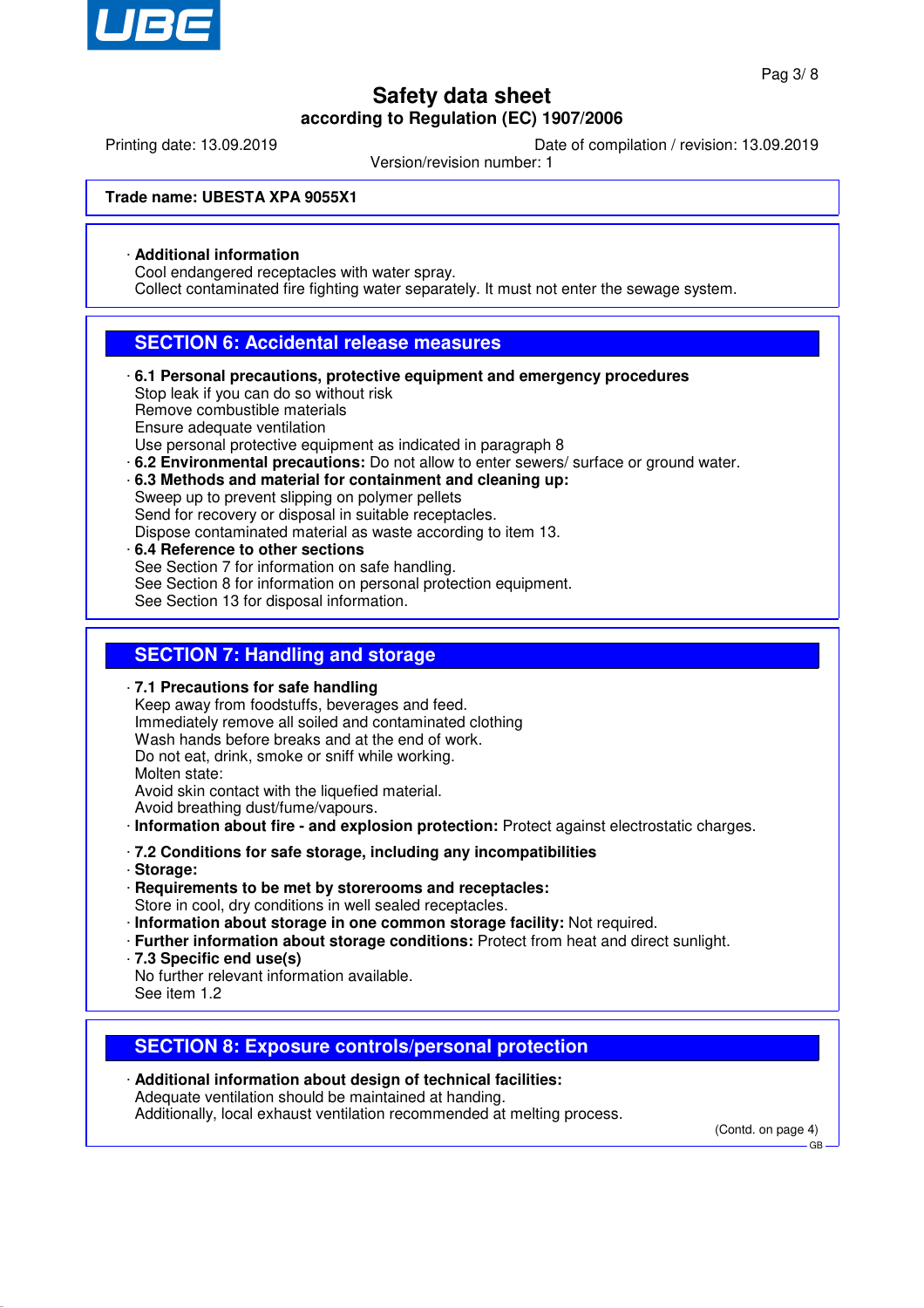**Trade name: UBESTA XPA 9055X1**

· **Additional information**
Cool endangered receptacles with water spray.
Collect contaminated fire fighting water separately. It must not enter the sewage system.

## SECTION 6: Accidental release measures

· **6.1 Personal precautions, protective equipment and emergency procedures**
Stop leak if you can do so without risk
Remove combustible materials
Ensure adequate ventilation
Use personal protective equipment as indicated in paragraph 8
· **6.2 Environmental precautions:** Do not allow to enter sewers/ surface or ground water.
· **6.3 Methods and material for containment and cleaning up:**
Sweep up to prevent slipping on polymer pellets
Send for recovery or disposal in suitable receptacles.
Dispose contaminated material as waste according to item 13.
· **6.4 Reference to other sections**
See Section 7 for information on safe handling.
See Section 8 for information on personal protection equipment.
See Section 13 for disposal information.

## SECTION 7: Handling and storage

· **7.1 Precautions for safe handling**
Keep away from foodstuffs, beverages and feed.
Immediately remove all soiled and contaminated clothing
Wash hands before breaks and at the end of work.
Do not eat, drink, smoke or sniff while working.
Molten state:
Avoid skin contact with the liquefied material.
Avoid breathing dust/fume/vapours.
· **Information about fire - and explosion protection:** Protect against electrostatic charges.

· **7.2 Conditions for safe storage, including any incompatibilities**
· **Storage:**
· **Requirements to be met by storerooms and receptacles:**
Store in cool, dry conditions in well sealed receptacles.
· **Information about storage in one common storage facility:** Not required.
· **Further information about storage conditions:** Protect from heat and direct sunlight.
· **7.3 Specific end use(s)**
No further relevant information available.
See item 1.2

## SECTION 8: Exposure controls/personal protection

· **Additional information about design of technical facilities:**
Adequate ventilation should be maintained at handing.
Additionally, local exhaust ventilation recommended at melting process.

(Contd. on page 4)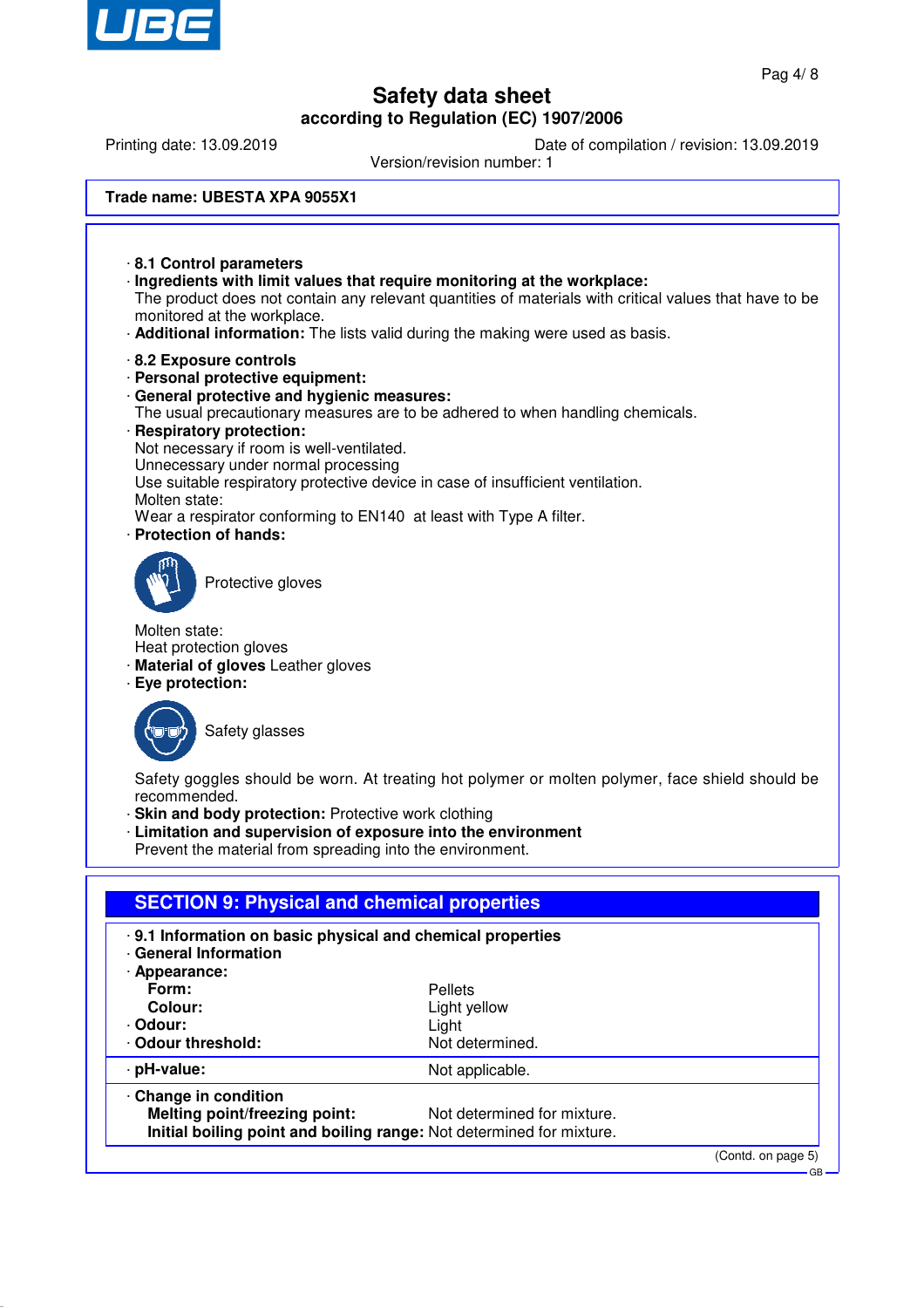# Safety data sheet
## according to Regulation (EC) 1907/2006

Printing date: 13.09.2019 — Date of compilation / revision: 13.09.2019
Version/revision number: 1

**Trade name: UBESTA XPA 9055X1**

· **8.1 Control parameters**
· **Ingredients with limit values that require monitoring at the workplace:**
The product does not contain any relevant quantities of materials with critical values that have to be monitored at the workplace.
· **Additional information:** The lists valid during the making were used as basis.

· **8.2 Exposure controls**
· **Personal protective equipment:**
· **General protective and hygienic measures:**
The usual precautionary measures are to be adhered to when handling chemicals.
· **Respiratory protection:**
Not necessary if room is well-ventilated.
Unnecessary under normal processing
Use suitable respiratory protective device in case of insufficient ventilation.
Molten state:
Wear a respirator conforming to EN140 at least with Type A filter.
· **Protection of hands:**

Protective gloves

Molten state:
Heat protection gloves
· **Material of gloves** Leather gloves
· **Eye protection:**

Safety glasses

Safety goggles should be worn. At treating hot polymer or molten polymer, face shield should be recommended.
· **Skin and body protection:** Protective work clothing
· **Limitation and supervision of exposure into the environment**
Prevent the material from spreading into the environment.

## SECTION 9: Physical and chemical properties

· **9.1 Information on basic physical and chemical properties**
· **General Information**
· **Appearance:**

| | |
|---|---|
| **Form:** | Pellets |
| **Colour:** | Light yellow |
| · **Odour:** | Light |
| · **Odour threshold:** | Not determined. |
| · **pH-value:** | Not applicable. |
| · **Change in condition** | |
| **Melting point/freezing point:** | Not determined for mixture. |
| **Initial boiling point and boiling range:** | Not determined for mixture. |

(Contd. on page 5)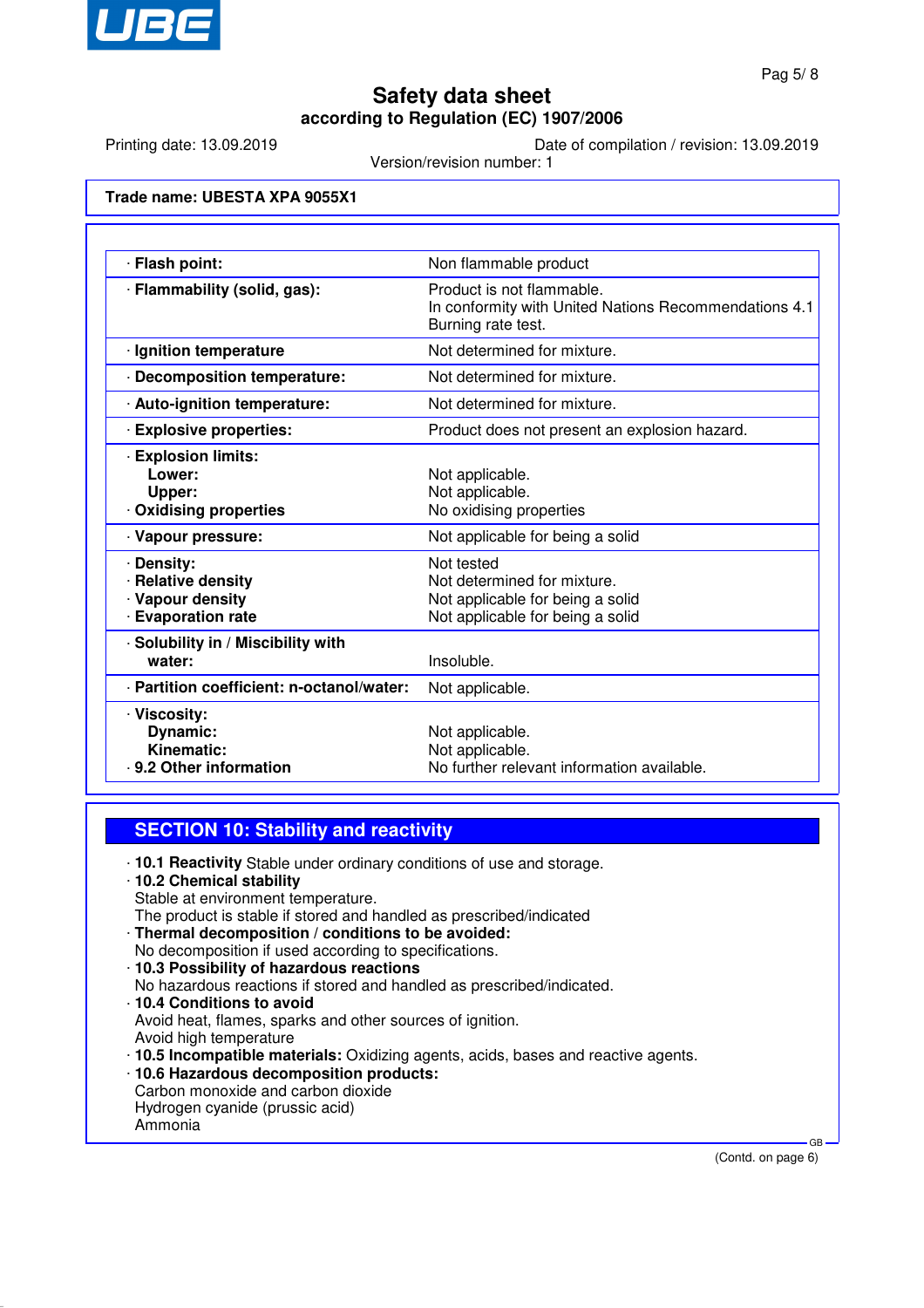Trade name: **UBESTA XPA 9055X1**

| | |
|---|---|
| · **Flash point:** | Non flammable product |
| · **Flammability (solid, gas):** | Product is not flammable. In conformity with United Nations Recommendations 4.1 Burning rate test. |
| · **Ignition temperature** | Not determined for mixture. |
| · **Decomposition temperature:** | Not determined for mixture. |
| · **Auto-ignition temperature:** | Not determined for mixture. |
| · **Explosive properties:** | Product does not present an explosion hazard. |
| · **Explosion limits:** | |
| **Lower:** | Not applicable. |
| **Upper:** | Not applicable. |
| · **Oxidising properties** | No oxidising properties |
| · **Vapour pressure:** | Not applicable for being a solid |
| · **Density:** | Not tested |
| · **Relative density** | Not determined for mixture. |
| · **Vapour density** | Not applicable for being a solid |
| · **Evaporation rate** | Not applicable for being a solid |
| · **Solubility in / Miscibility with water:** | Insoluble. |
| · **Partition coefficient: n-octanol/water:** | Not applicable. |
| · **Viscosity:** | |
| **Dynamic:** | Not applicable. |
| **Kinematic:** | Not applicable. |
| · **9.2 Other information** | No further relevant information available. |

## SECTION 10: Stability and reactivity

· **10.1 Reactivity** Stable under ordinary conditions of use and storage.

· **10.2 Chemical stability**
Stable at environment temperature.
The product is stable if stored and handled as prescribed/indicated

· **Thermal decomposition / conditions to be avoided:**
No decomposition if used according to specifications.

· **10.3 Possibility of hazardous reactions**
No hazardous reactions if stored and handled as prescribed/indicated.

· **10.4 Conditions to avoid**
Avoid heat, flames, sparks and other sources of ignition.
Avoid high temperature

· **10.5 Incompatible materials:** Oxidizing agents, acids, bases and reactive agents.

· **10.6 Hazardous decomposition products:**
Carbon monoxide and carbon dioxide
Hydrogen cyanide (prussic acid)
Ammonia

(Contd. on page 6)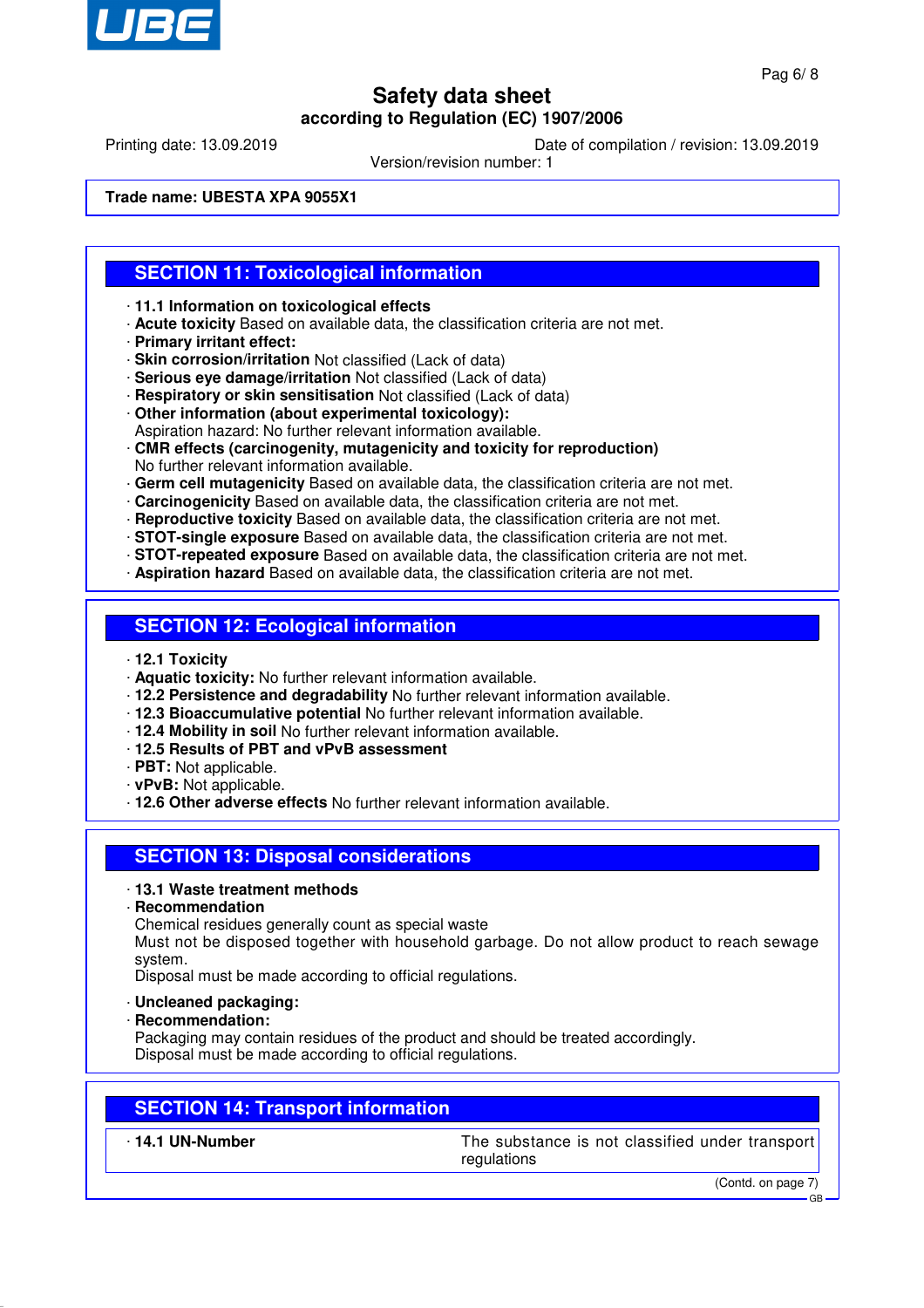Trade name: **UBESTA XPA 9055X1**

## SECTION 11: Toxicological information

- **11.1 Information on toxicological effects**
- **Acute toxicity** Based on available data, the classification criteria are not met.
- **Primary irritant effect:**
- **Skin corrosion/irritation** Not classified (Lack of data)
- **Serious eye damage/irritation** Not classified (Lack of data)
- **Respiratory or skin sensitisation** Not classified (Lack of data)
- **Other information (about experimental toxicology):**
  Aspiration hazard: No further relevant information available.
- **CMR effects (carcinogenity, mutagenicity and toxicity for reproduction)**
  No further relevant information available.
- **Germ cell mutagenicity** Based on available data, the classification criteria are not met.
- **Carcinogenicity** Based on available data, the classification criteria are not met.
- **Reproductive toxicity** Based on available data, the classification criteria are not met.
- **STOT-single exposure** Based on available data, the classification criteria are not met.
- **STOT-repeated exposure** Based on available data, the classification criteria are not met.
- **Aspiration hazard** Based on available data, the classification criteria are not met.

## SECTION 12: Ecological information

- **12.1 Toxicity**
- **Aquatic toxicity:** No further relevant information available.
- **12.2 Persistence and degradability** No further relevant information available.
- **12.3 Bioaccumulative potential** No further relevant information available.
- **12.4 Mobility in soil** No further relevant information available.
- **12.5 Results of PBT and vPvB assessment**
- **PBT:** Not applicable.
- **vPvB:** Not applicable.
- **12.6 Other adverse effects** No further relevant information available.

## SECTION 13: Disposal considerations

- **13.1 Waste treatment methods**
- **Recommendation**
  Chemical residues generally count as special waste
  Must not be disposed together with household garbage. Do not allow product to reach sewage system.
  Disposal must be made according to official regulations.
- **Uncleaned packaging:**
- **Recommendation:**
  Packaging may contain residues of the product and should be treated accordingly.
  Disposal must be made according to official regulations.

## SECTION 14: Transport information

| | |
|---|---|
| **14.1 UN-Number** | The substance is not classified under transport regulations |

(Contd. on page 7)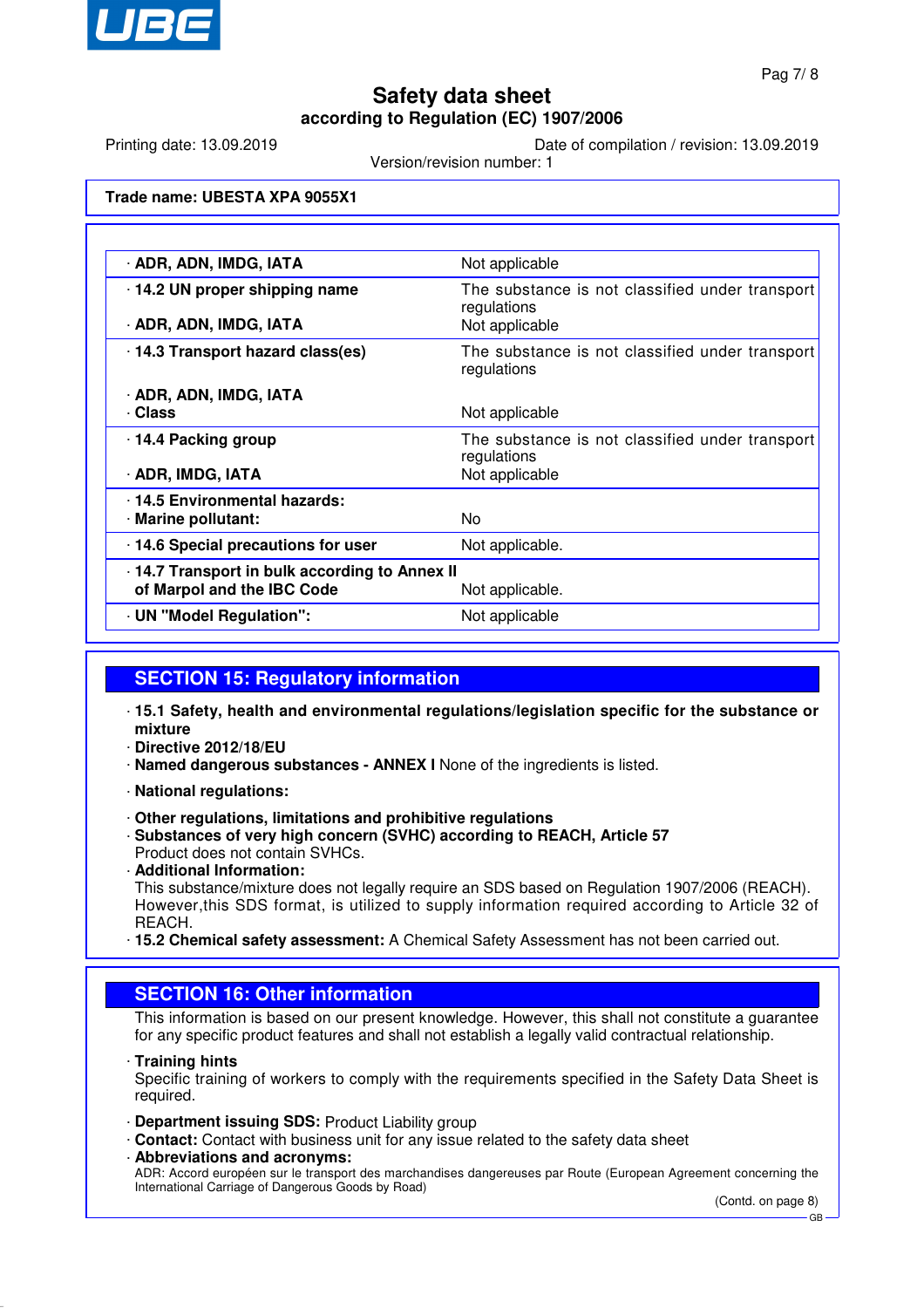**Trade name: UBESTA XPA 9055X1**

| | |
|---|---|
| · ADR, ADN, IMDG, IATA | Not applicable |
| · 14.2 UN proper shipping name | The substance is not classified under transport regulations |
| · ADR, ADN, IMDG, IATA | Not applicable |
| · 14.3 Transport hazard class(es) | The substance is not classified under transport regulations |
| · ADR, ADN, IMDG, IATA | |
| · Class | Not applicable |
| · 14.4 Packing group | The substance is not classified under transport regulations |
| · ADR, IMDG, IATA | Not applicable |
| · 14.5 Environmental hazards: | |
| · Marine pollutant: | No |
| · 14.6 Special precautions for user | Not applicable. |
| · 14.7 Transport in bulk according to Annex II of Marpol and the IBC Code | Not applicable. |
| · UN "Model Regulation": | Not applicable |

## SECTION 15: Regulatory information

· **15.1 Safety, health and environmental regulations/legislation specific for the substance or mixture**
· **Directive 2012/18/EU**
· **Named dangerous substances - ANNEX I** None of the ingredients is listed.

· **National regulations:**

· **Other regulations, limitations and prohibitive regulations**
· **Substances of very high concern (SVHC) according to REACH, Article 57**
Product does not contain SVHCs.
· **Additional Information:**
This substance/mixture does not legally require an SDS based on Regulation 1907/2006 (REACH). However,this SDS format, is utilized to supply information required according to Article 32 of REACH.
· **15.2 Chemical safety assessment:** A Chemical Safety Assessment has not been carried out.

## SECTION 16: Other information

This information is based on our present knowledge. However, this shall not constitute a guarantee for any specific product features and shall not establish a legally valid contractual relationship.

· **Training hints**
Specific training of workers to comply with the requirements specified in the Safety Data Sheet is required.

· **Department issuing SDS:** Product Liability group
· **Contact:** Contact with business unit for any issue related to the safety data sheet
· **Abbreviations and acronyms:**
ADR: Accord européen sur le transport des marchandises dangereuses par Route (European Agreement concerning the International Carriage of Dangerous Goods by Road)

(Contd. on page 8)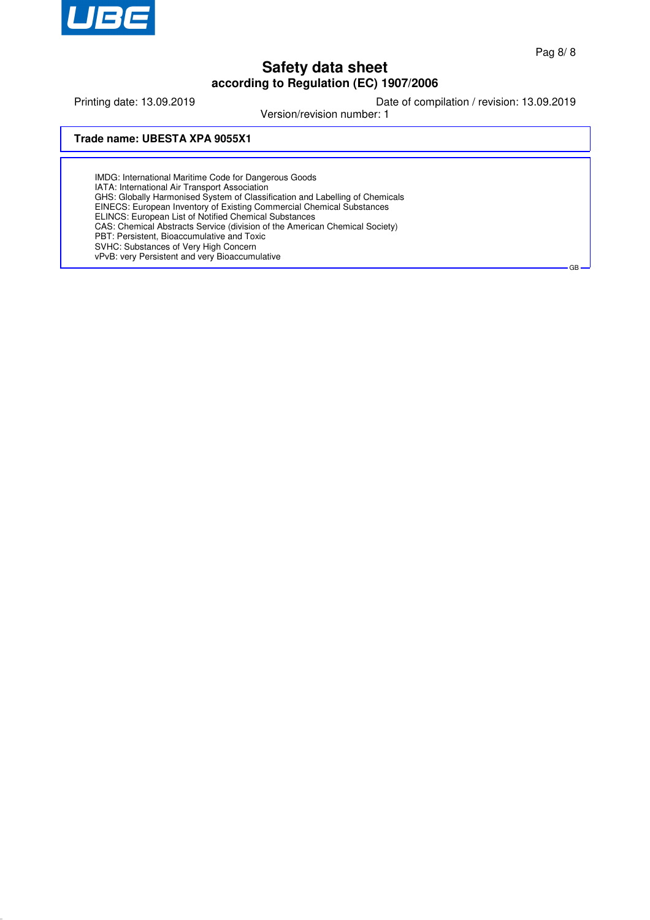IMDG: International Maritime Code for Dangerous Goods
IATA: International Air Transport Association
GHS: Globally Harmonised System of Classification and Labelling of Chemicals
EINECS: European Inventory of Existing Commercial Chemical Substances
ELINCS: European List of Notified Chemical Substances
CAS: Chemical Abstracts Service (division of the American Chemical Society)
PBT: Persistent, Bioaccumulative and Toxic
SVHC: Substances of Very High Concern
vPvB: very Persistent and very Bioaccumulative